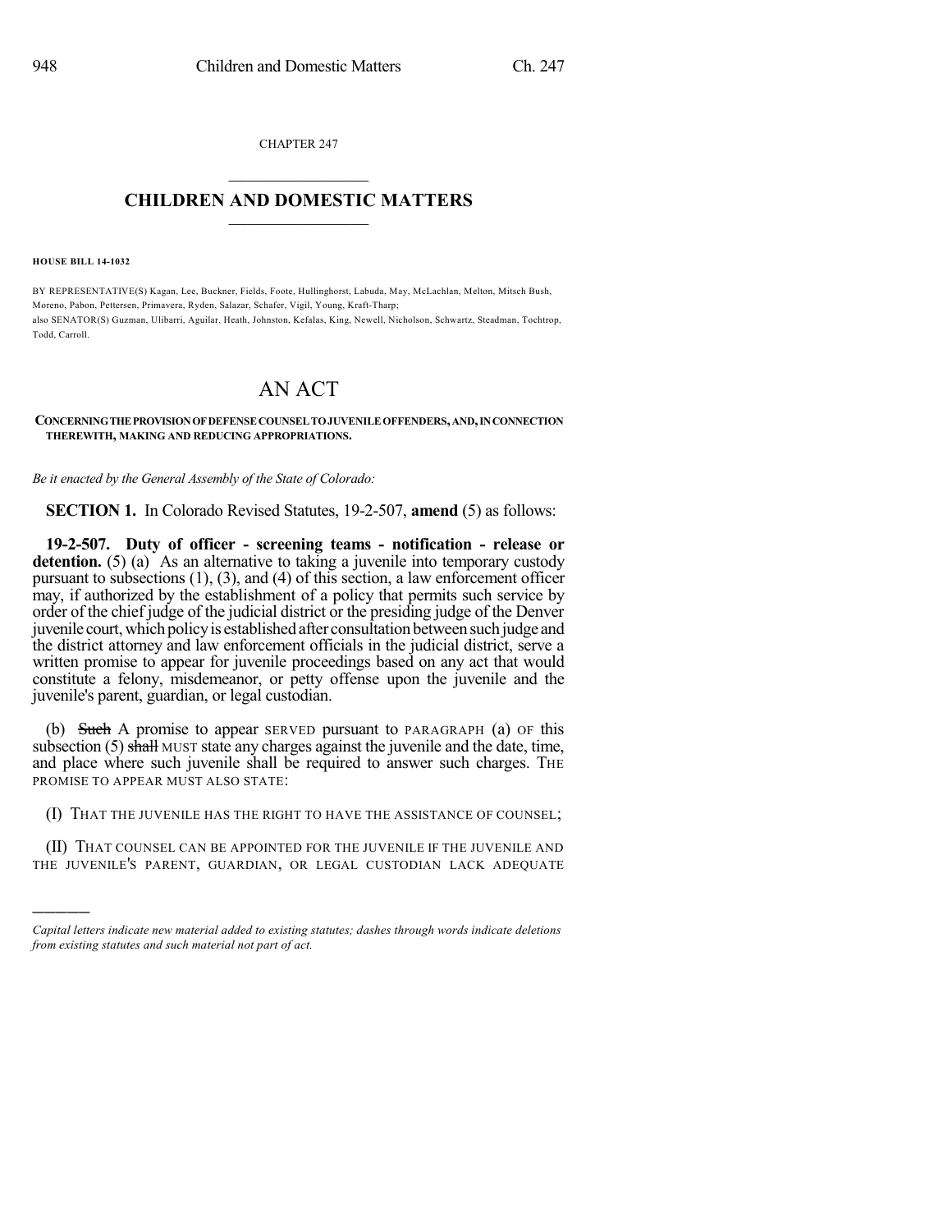CHAPTER 247

# CHILDREN AND DOMESTIC MATTERS

**HOUSE BILL 14-1032**

BY REPRESENTATIVE(S) Kagan, Lee, Buckner, Fields, Foote, Hullinghorst, Labuda, May, McLachlan, Melton, Mitsch Bush, Moreno, Pabon, Pettersen, Primavera, Ryden, Salazar, Schafer, Vigil, Young, Kraft-Tharp;
also SENATOR(S) Guzman, Ulibarri, Aguilar, Heath, Johnston, Kefalas, King, Newell, Nicholson, Schwartz, Steadman, Tochtrop, Todd, Carroll.

# AN ACT

**CONCERNING THE PROVISION OF DEFENSE COUNSEL TO JUVENILE OFFENDERS, AND, IN CONNECTION THEREWITH, MAKING AND REDUCING APPROPRIATIONS.**

*Be it enacted by the General Assembly of the State of Colorado:*

**SECTION 1.** In Colorado Revised Statutes, 19-2-507, **amend** (5) as follows:

**19-2-507. Duty of officer - screening teams - notification - release or detention.** (5) (a) As an alternative to taking a juvenile into temporary custody pursuant to subsections (1), (3), and (4) of this section, a law enforcement officer may, if authorized by the establishment of a policy that permits such service by order of the chief judge of the judicial district or the presiding judge of the Denver juvenile court, which policy is established after consultation between such judge and the district attorney and law enforcement officials in the judicial district, serve a written promise to appear for juvenile proceedings based on any act that would constitute a felony, misdemeanor, or petty offense upon the juvenile and the juvenile's parent, guardian, or legal custodian.

(b) ~~Such~~ A promise to appear SERVED pursuant to PARAGRAPH (a) OF this subsection (5) ~~shall~~ MUST state any charges against the juvenile and the date, time, and place where such juvenile shall be required to answer such charges. THE PROMISE TO APPEAR MUST ALSO STATE:

(I) THAT THE JUVENILE HAS THE RIGHT TO HAVE THE ASSISTANCE OF COUNSEL;

(II) THAT COUNSEL CAN BE APPOINTED FOR THE JUVENILE IF THE JUVENILE AND THE JUVENILE'S PARENT, GUARDIAN, OR LEGAL CUSTODIAN LACK ADEQUATE

---

*Capital letters indicate new material added to existing statutes; dashes through words indicate deletions from existing statutes and such material not part of act.*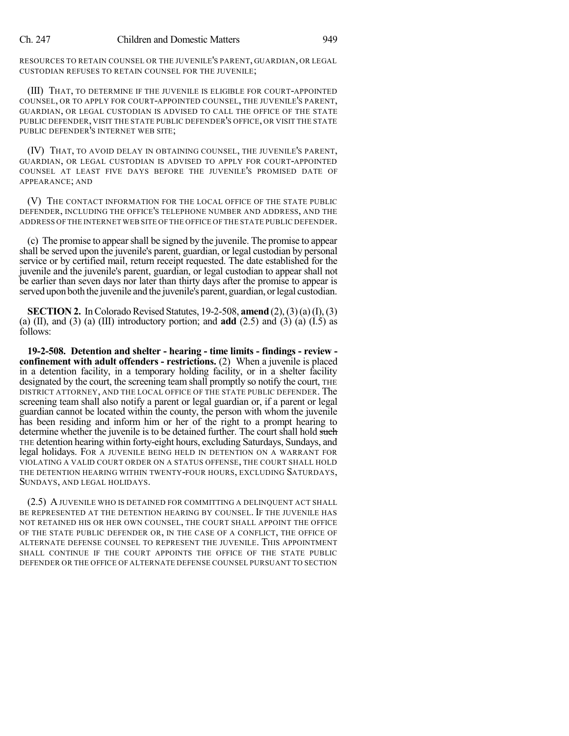RESOURCES TO RETAIN COUNSEL OR THE JUVENILE'S PARENT, GUARDIAN, OR LEGAL CUSTODIAN REFUSES TO RETAIN COUNSEL FOR THE JUVENILE;

(III) THAT, TO DETERMINE IF THE JUVENILE IS ELIGIBLE FOR COURT-APPOINTED COUNSEL, OR TO APPLY FOR COURT-APPOINTED COUNSEL, THE JUVENILE'S PARENT, GUARDIAN, OR LEGAL CUSTODIAN IS ADVISED TO CALL THE OFFICE OF THE STATE PUBLIC DEFENDER, VISIT THE STATE PUBLIC DEFENDER'S OFFICE, OR VISIT THE STATE PUBLIC DEFENDER'S INTERNET WEB SITE;

(IV) THAT, TO AVOID DELAY IN OBTAINING COUNSEL, THE JUVENILE'S PARENT, GUARDIAN, OR LEGAL CUSTODIAN IS ADVISED TO APPLY FOR COURT-APPOINTED COUNSEL AT LEAST FIVE DAYS BEFORE THE JUVENILE'S PROMISED DATE OF APPEARANCE; AND

(V) THE CONTACT INFORMATION FOR THE LOCAL OFFICE OF THE STATE PUBLIC DEFENDER, INCLUDING THE OFFICE'S TELEPHONE NUMBER AND ADDRESS, AND THE ADDRESS OF THE INTERNET WEB SITE OF THE OFFICE OF THE STATE PUBLIC DEFENDER.

(c) The promise to appear shall be signed by the juvenile. The promise to appear shall be served upon the juvenile's parent, guardian, or legal custodian by personal service or by certified mail, return receipt requested. The date established for the juvenile and the juvenile's parent, guardian, or legal custodian to appear shall not be earlier than seven days nor later than thirty days after the promise to appear is served upon both the juvenile and the juvenile's parent, guardian, or legal custodian.

**SECTION 2.** In Colorado Revised Statutes, 19-2-508, **amend** (2), (3) (a) (I), (3) (a) (II), and (3) (a) (III) introductory portion; and **add** (2.5) and (3) (a) (I.5) as follows:

**19-2-508. Detention and shelter - hearing - time limits - findings - review - confinement with adult offenders - restrictions.** (2) When a juvenile is placed in a detention facility, in a temporary holding facility, or in a shelter facility designated by the court, the screening team shall promptly so notify the court, THE DISTRICT ATTORNEY, AND THE LOCAL OFFICE OF THE STATE PUBLIC DEFENDER. The screening team shall also notify a parent or legal guardian or, if a parent or legal guardian cannot be located within the county, the person with whom the juvenile has been residing and inform him or her of the right to a prompt hearing to determine whether the juvenile is to be detained further. The court shall hold ~~such~~ THE detention hearing within forty-eight hours, excluding Saturdays, Sundays, and legal holidays. FOR A JUVENILE BEING HELD IN DETENTION ON A WARRANT FOR VIOLATING A VALID COURT ORDER ON A STATUS OFFENSE, THE COURT SHALL HOLD THE DETENTION HEARING WITHIN TWENTY-FOUR HOURS, EXCLUDING SATURDAYS, SUNDAYS, AND LEGAL HOLIDAYS.

(2.5) A JUVENILE WHO IS DETAINED FOR COMMITTING A DELINQUENT ACT SHALL BE REPRESENTED AT THE DETENTION HEARING BY COUNSEL. IF THE JUVENILE HAS NOT RETAINED HIS OR HER OWN COUNSEL, THE COURT SHALL APPOINT THE OFFICE OF THE STATE PUBLIC DEFENDER OR, IN THE CASE OF A CONFLICT, THE OFFICE OF ALTERNATE DEFENSE COUNSEL TO REPRESENT THE JUVENILE. THIS APPOINTMENT SHALL CONTINUE IF THE COURT APPOINTS THE OFFICE OF THE STATE PUBLIC DEFENDER OR THE OFFICE OF ALTERNATE DEFENSE COUNSEL PURSUANT TO SECTION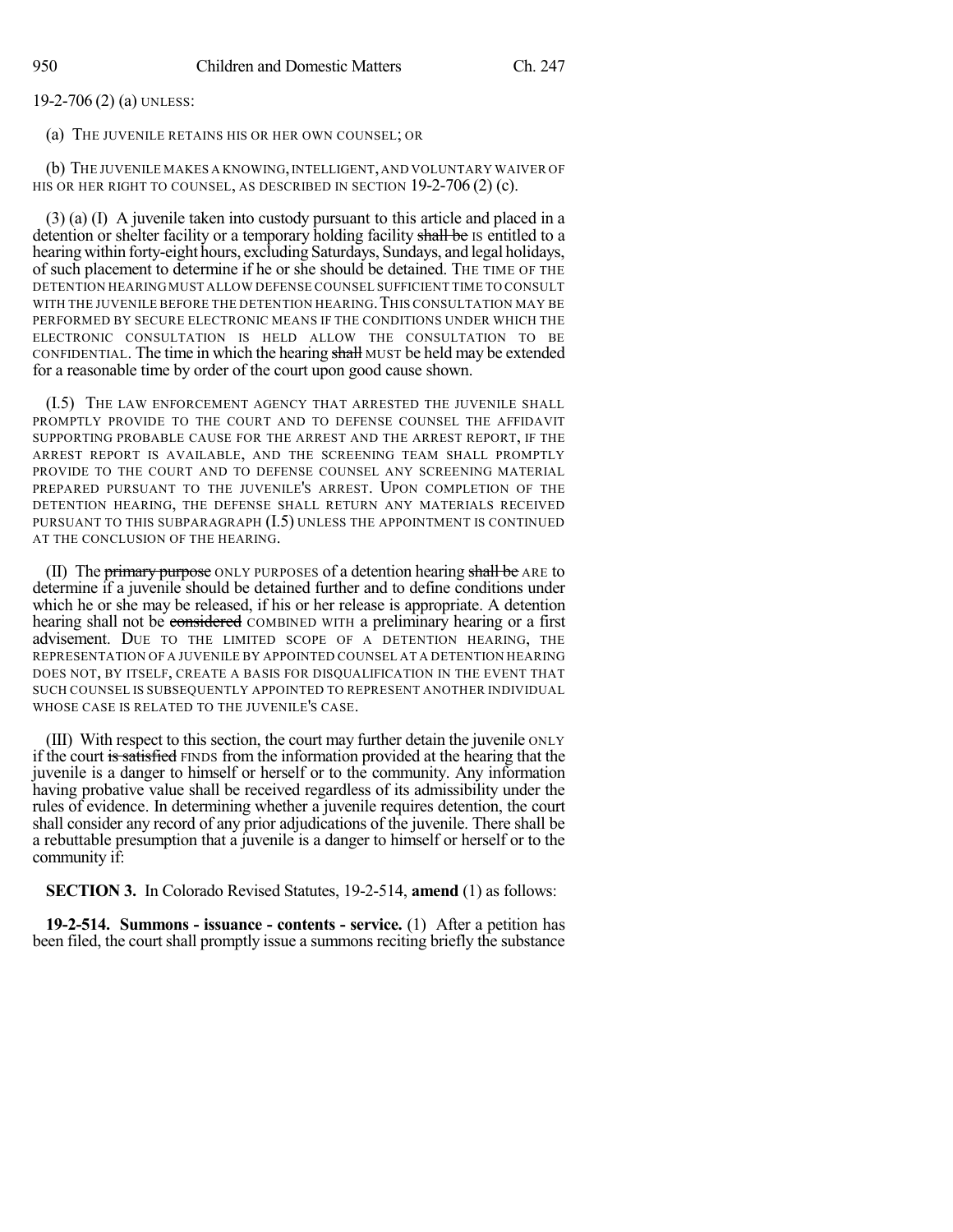19-2-706 (2) (a) UNLESS:

(a) THE JUVENILE RETAINS HIS OR HER OWN COUNSEL; OR

(b) THE JUVENILE MAKES A KNOWING, INTELLIGENT, AND VOLUNTARY WAIVER OF HIS OR HER RIGHT TO COUNSEL, AS DESCRIBED IN SECTION 19-2-706 (2) (c).

(3) (a) (I) A juvenile taken into custody pursuant to this article and placed in a detention or shelter facility or a temporary holding facility ~~shall be~~ IS entitled to a hearing within forty-eight hours, excluding Saturdays, Sundays, and legal holidays, of such placement to determine if he or she should be detained. THE TIME OF THE DETENTION HEARING MUST ALLOW DEFENSE COUNSEL SUFFICIENT TIME TO CONSULT WITH THE JUVENILE BEFORE THE DETENTION HEARING. THIS CONSULTATION MAY BE PERFORMED BY SECURE ELECTRONIC MEANS IF THE CONDITIONS UNDER WHICH THE ELECTRONIC CONSULTATION IS HELD ALLOW THE CONSULTATION TO BE CONFIDENTIAL. The time in which the hearing ~~shall~~ MUST be held may be extended for a reasonable time by order of the court upon good cause shown.

(I.5) THE LAW ENFORCEMENT AGENCY THAT ARRESTED THE JUVENILE SHALL PROMPTLY PROVIDE TO THE COURT AND TO DEFENSE COUNSEL THE AFFIDAVIT SUPPORTING PROBABLE CAUSE FOR THE ARREST AND THE ARREST REPORT, IF THE ARREST REPORT IS AVAILABLE, AND THE SCREENING TEAM SHALL PROMPTLY PROVIDE TO THE COURT AND TO DEFENSE COUNSEL ANY SCREENING MATERIAL PREPARED PURSUANT TO THE JUVENILE'S ARREST. UPON COMPLETION OF THE DETENTION HEARING, THE DEFENSE SHALL RETURN ANY MATERIALS RECEIVED PURSUANT TO THIS SUBPARAGRAPH (I.5) UNLESS THE APPOINTMENT IS CONTINUED AT THE CONCLUSION OF THE HEARING.

(II) The ~~primary purpose~~ ONLY PURPOSES of a detention hearing ~~shall be~~ ARE to determine if a juvenile should be detained further and to define conditions under which he or she may be released, if his or her release is appropriate. A detention hearing shall not be ~~considered~~ COMBINED WITH a preliminary hearing or a first advisement. DUE TO THE LIMITED SCOPE OF A DETENTION HEARING, THE REPRESENTATION OF A JUVENILE BY APPOINTED COUNSEL AT A DETENTION HEARING DOES NOT, BY ITSELF, CREATE A BASIS FOR DISQUALIFICATION IN THE EVENT THAT SUCH COUNSEL IS SUBSEQUENTLY APPOINTED TO REPRESENT ANOTHER INDIVIDUAL WHOSE CASE IS RELATED TO THE JUVENILE'S CASE.

(III) With respect to this section, the court may further detain the juvenile ONLY if the court ~~is satisfied~~ FINDS from the information provided at the hearing that the juvenile is a danger to himself or herself or to the community. Any information having probative value shall be received regardless of its admissibility under the rules of evidence. In determining whether a juvenile requires detention, the court shall consider any record of any prior adjudications of the juvenile. There shall be a rebuttable presumption that a juvenile is a danger to himself or herself or to the community if:

**SECTION 3.** In Colorado Revised Statutes, 19-2-514, **amend** (1) as follows:

**19-2-514. Summons - issuance - contents - service.** (1) After a petition has been filed, the court shall promptly issue a summons reciting briefly the substance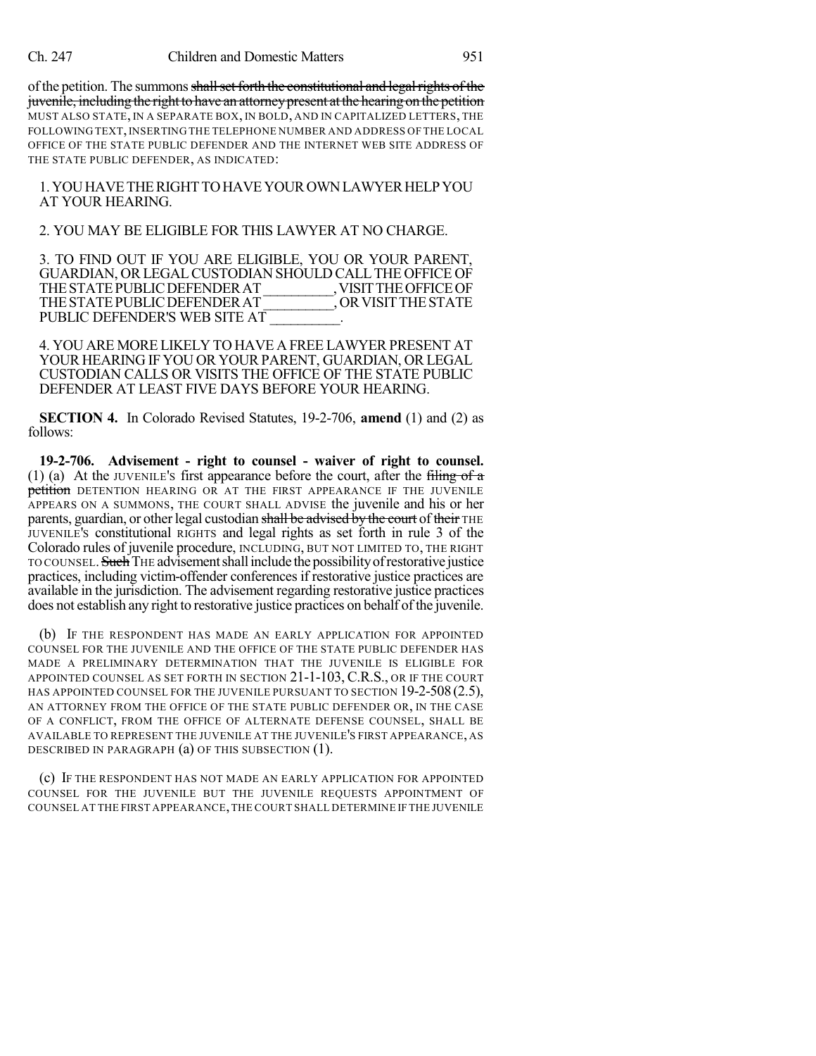of the petition. The summons ~~shall set forth the constitutional and legal rights of the juvenile, including the right to have an attorney present at the hearing on the petition~~ MUST ALSO STATE, IN A SEPARATE BOX, IN BOLD, AND IN CAPITALIZED LETTERS, THE FOLLOWING TEXT, INSERTING THE TELEPHONE NUMBER AND ADDRESS OF THE LOCAL OFFICE OF THE STATE PUBLIC DEFENDER AND THE INTERNET WEB SITE ADDRESS OF THE STATE PUBLIC DEFENDER, AS INDICATED:

1. YOU HAVE THE RIGHT TO HAVE YOUR OWN LAWYER HELP YOU AT YOUR HEARING.

2. YOU MAY BE ELIGIBLE FOR THIS LAWYER AT NO CHARGE.

3. TO FIND OUT IF YOU ARE ELIGIBLE, YOU OR YOUR PARENT, GUARDIAN, OR LEGAL CUSTODIAN SHOULD CALL THE OFFICE OF THE STATE PUBLIC DEFENDER AT __________, VISIT THE OFFICE OF THE STATE PUBLIC DEFENDER AT __________, OR VISIT THE STATE PUBLIC DEFENDER'S WEB SITE AT __________.

4. YOU ARE MORE LIKELY TO HAVE A FREE LAWYER PRESENT AT YOUR HEARING IF YOU OR YOUR PARENT, GUARDIAN, OR LEGAL CUSTODIAN CALLS OR VISITS THE OFFICE OF THE STATE PUBLIC DEFENDER AT LEAST FIVE DAYS BEFORE YOUR HEARING.

**SECTION 4.** In Colorado Revised Statutes, 19-2-706, **amend** (1) and (2) as follows:

**19-2-706. Advisement - right to counsel - waiver of right to counsel.** (1) (a) At the JUVENILE'S first appearance before the court, after the ~~filing of a petition~~ DETENTION HEARING OR AT THE FIRST APPEARANCE IF THE JUVENILE APPEARS ON A SUMMONS, THE COURT SHALL ADVISE the juvenile and his or her parents, guardian, or other legal custodian ~~shall be advised by the court~~ of ~~their~~ THE JUVENILE'S constitutional RIGHTS and legal rights as set forth in rule 3 of the Colorado rules of juvenile procedure, INCLUDING, BUT NOT LIMITED TO, THE RIGHT TO COUNSEL. ~~Such~~ THE advisement shall include the possibility of restorative justice practices, including victim-offender conferences if restorative justice practices are available in the jurisdiction. The advisement regarding restorative justice practices does not establish any right to restorative justice practices on behalf of the juvenile.

(b) IF THE RESPONDENT HAS MADE AN EARLY APPLICATION FOR APPOINTED COUNSEL FOR THE JUVENILE AND THE OFFICE OF THE STATE PUBLIC DEFENDER HAS MADE A PRELIMINARY DETERMINATION THAT THE JUVENILE IS ELIGIBLE FOR APPOINTED COUNSEL AS SET FORTH IN SECTION 21-1-103, C.R.S., OR IF THE COURT HAS APPOINTED COUNSEL FOR THE JUVENILE PURSUANT TO SECTION 19-2-508 (2.5), AN ATTORNEY FROM THE OFFICE OF THE STATE PUBLIC DEFENDER OR, IN THE CASE OF A CONFLICT, FROM THE OFFICE OF ALTERNATE DEFENSE COUNSEL, SHALL BE AVAILABLE TO REPRESENT THE JUVENILE AT THE JUVENILE'S FIRST APPEARANCE, AS DESCRIBED IN PARAGRAPH (a) OF THIS SUBSECTION (1).

(c) IF THE RESPONDENT HAS NOT MADE AN EARLY APPLICATION FOR APPOINTED COUNSEL FOR THE JUVENILE BUT THE JUVENILE REQUESTS APPOINTMENT OF COUNSEL AT THE FIRST APPEARANCE, THE COURT SHALL DETERMINE IF THE JUVENILE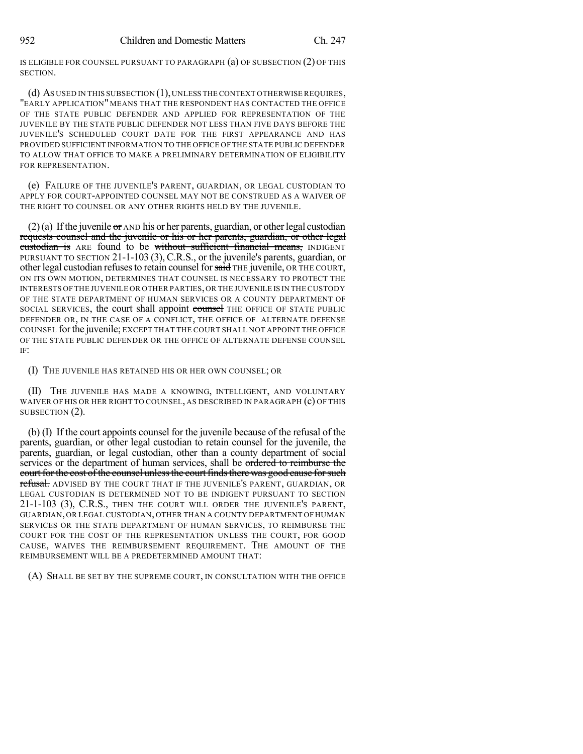IS ELIGIBLE FOR COUNSEL PURSUANT TO PARAGRAPH (a) OF SUBSECTION (2) OF THIS SECTION.

(d) AS USED IN THIS SUBSECTION (1), UNLESS THE CONTEXT OTHERWISE REQUIRES, "EARLY APPLICATION" MEANS THAT THE RESPONDENT HAS CONTACTED THE OFFICE OF THE STATE PUBLIC DEFENDER AND APPLIED FOR REPRESENTATION OF THE JUVENILE BY THE STATE PUBLIC DEFENDER NOT LESS THAN FIVE DAYS BEFORE THE JUVENILE'S SCHEDULED COURT DATE FOR THE FIRST APPEARANCE AND HAS PROVIDED SUFFICIENT INFORMATION TO THE OFFICE OF THE STATE PUBLIC DEFENDER TO ALLOW THAT OFFICE TO MAKE A PRELIMINARY DETERMINATION OF ELIGIBILITY FOR REPRESENTATION.

(e) FAILURE OF THE JUVENILE'S PARENT, GUARDIAN, OR LEGAL CUSTODIAN TO APPLY FOR COURT-APPOINTED COUNSEL MAY NOT BE CONSTRUED AS A WAIVER OF THE RIGHT TO COUNSEL OR ANY OTHER RIGHTS HELD BY THE JUVENILE.

(2) (a) If the juvenile ~~or~~ AND his or her parents, guardian, or other legal custodian ~~requests counsel and the juvenile or his or her parents, guardian, or other legal custodian is~~ ARE found to be ~~without sufficient financial means,~~ INDIGENT PURSUANT TO SECTION 21-1-103 (3), C.R.S., or the juvenile's parents, guardian, or other legal custodian refuses to retain counsel for ~~said~~ THE juvenile, OR THE COURT, ON ITS OWN MOTION, DETERMINES THAT COUNSEL IS NECESSARY TO PROTECT THE INTERESTS OF THE JUVENILE OR OTHER PARTIES, OR THE JUVENILE IS IN THE CUSTODY OF THE STATE DEPARTMENT OF HUMAN SERVICES OR A COUNTY DEPARTMENT OF SOCIAL SERVICES, the court shall appoint ~~counsel~~ THE OFFICE OF STATE PUBLIC DEFENDER OR, IN THE CASE OF A CONFLICT, THE OFFICE OF ALTERNATE DEFENSE COUNSEL for the juvenile; EXCEPT THAT THE COURT SHALL NOT APPOINT THE OFFICE OF THE STATE PUBLIC DEFENDER OR THE OFFICE OF ALTERNATE DEFENSE COUNSEL IF:

(I) THE JUVENILE HAS RETAINED HIS OR HER OWN COUNSEL; OR

(II) THE JUVENILE HAS MADE A KNOWING, INTELLIGENT, AND VOLUNTARY WAIVER OF HIS OR HER RIGHT TO COUNSEL, AS DESCRIBED IN PARAGRAPH (c) OF THIS SUBSECTION (2).

(b) (I) If the court appoints counsel for the juvenile because of the refusal of the parents, guardian, or other legal custodian to retain counsel for the juvenile, the parents, guardian, or legal custodian, other than a county department of social services or the department of human services, shall be ~~ordered to reimburse the court for the cost of the counsel unless the court finds there was good cause for such refusal.~~ ADVISED BY THE COURT THAT IF THE JUVENILE'S PARENT, GUARDIAN, OR LEGAL CUSTODIAN IS DETERMINED NOT TO BE INDIGENT PURSUANT TO SECTION 21-1-103 (3), C.R.S., THEN THE COURT WILL ORDER THE JUVENILE'S PARENT, GUARDIAN, OR LEGAL CUSTODIAN, OTHER THAN A COUNTY DEPARTMENT OF HUMAN SERVICES OR THE STATE DEPARTMENT OF HUMAN SERVICES, TO REIMBURSE THE COURT FOR THE COST OF THE REPRESENTATION UNLESS THE COURT, FOR GOOD CAUSE, WAIVES THE REIMBURSEMENT REQUIREMENT. THE AMOUNT OF THE REIMBURSEMENT WILL BE A PREDETERMINED AMOUNT THAT:

(A) SHALL BE SET BY THE SUPREME COURT, IN CONSULTATION WITH THE OFFICE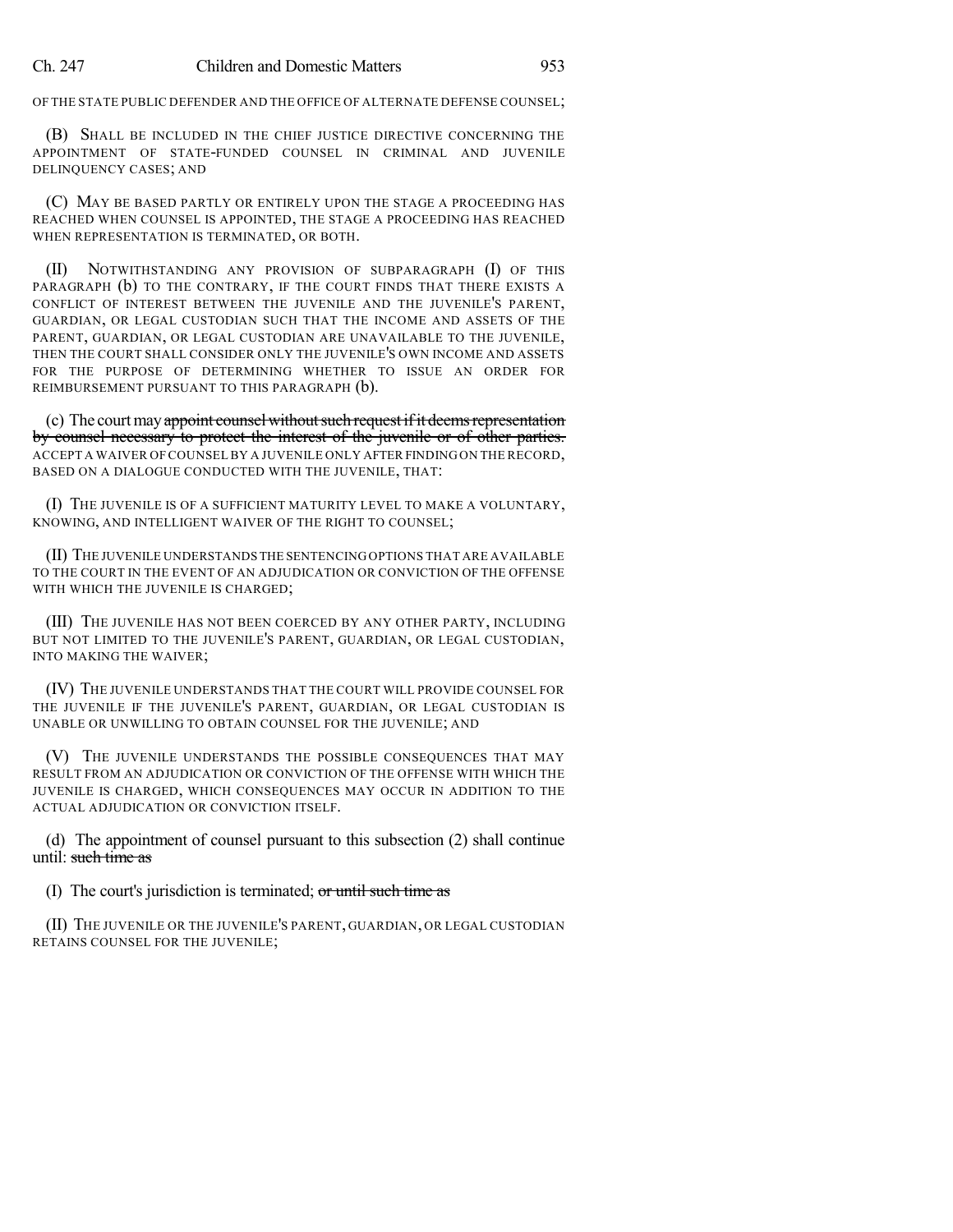OF THE STATE PUBLIC DEFENDER AND THE OFFICE OF ALTERNATE DEFENSE COUNSEL;

(B) SHALL BE INCLUDED IN THE CHIEF JUSTICE DIRECTIVE CONCERNING THE APPOINTMENT OF STATE-FUNDED COUNSEL IN CRIMINAL AND JUVENILE DELINQUENCY CASES; AND

(C) MAY BE BASED PARTLY OR ENTIRELY UPON THE STAGE A PROCEEDING HAS REACHED WHEN COUNSEL IS APPOINTED, THE STAGE A PROCEEDING HAS REACHED WHEN REPRESENTATION IS TERMINATED, OR BOTH.

(II) NOTWITHSTANDING ANY PROVISION OF SUBPARAGRAPH (I) OF THIS PARAGRAPH (b) TO THE CONTRARY, IF THE COURT FINDS THAT THERE EXISTS A CONFLICT OF INTEREST BETWEEN THE JUVENILE AND THE JUVENILE'S PARENT, GUARDIAN, OR LEGAL CUSTODIAN SUCH THAT THE INCOME AND ASSETS OF THE PARENT, GUARDIAN, OR LEGAL CUSTODIAN ARE UNAVAILABLE TO THE JUVENILE, THEN THE COURT SHALL CONSIDER ONLY THE JUVENILE'S OWN INCOME AND ASSETS FOR THE PURPOSE OF DETERMINING WHETHER TO ISSUE AN ORDER FOR REIMBURSEMENT PURSUANT TO THIS PARAGRAPH (b).

(c) The court may ~~appoint counsel without such request if it deems representation by counsel necessary to protect the interest of the juvenile or of other parties.~~ ACCEPT A WAIVER OF COUNSEL BY A JUVENILE ONLY AFTER FINDING ON THE RECORD, BASED ON A DIALOGUE CONDUCTED WITH THE JUVENILE, THAT:

(I) THE JUVENILE IS OF A SUFFICIENT MATURITY LEVEL TO MAKE A VOLUNTARY, KNOWING, AND INTELLIGENT WAIVER OF THE RIGHT TO COUNSEL;

(II) THE JUVENILE UNDERSTANDS THE SENTENCING OPTIONS THAT ARE AVAILABLE TO THE COURT IN THE EVENT OF AN ADJUDICATION OR CONVICTION OF THE OFFENSE WITH WHICH THE JUVENILE IS CHARGED;

(III) THE JUVENILE HAS NOT BEEN COERCED BY ANY OTHER PARTY, INCLUDING BUT NOT LIMITED TO THE JUVENILE'S PARENT, GUARDIAN, OR LEGAL CUSTODIAN, INTO MAKING THE WAIVER;

(IV) THE JUVENILE UNDERSTANDS THAT THE COURT WILL PROVIDE COUNSEL FOR THE JUVENILE IF THE JUVENILE'S PARENT, GUARDIAN, OR LEGAL CUSTODIAN IS UNABLE OR UNWILLING TO OBTAIN COUNSEL FOR THE JUVENILE; AND

(V) THE JUVENILE UNDERSTANDS THE POSSIBLE CONSEQUENCES THAT MAY RESULT FROM AN ADJUDICATION OR CONVICTION OF THE OFFENSE WITH WHICH THE JUVENILE IS CHARGED, WHICH CONSEQUENCES MAY OCCUR IN ADDITION TO THE ACTUAL ADJUDICATION OR CONVICTION ITSELF.

(d) The appointment of counsel pursuant to this subsection (2) shall continue until: ~~such time as~~

(I) The court's jurisdiction is terminated; ~~or until such time as~~

(II) THE JUVENILE OR THE JUVENILE'S PARENT, GUARDIAN, OR LEGAL CUSTODIAN RETAINS COUNSEL FOR THE JUVENILE;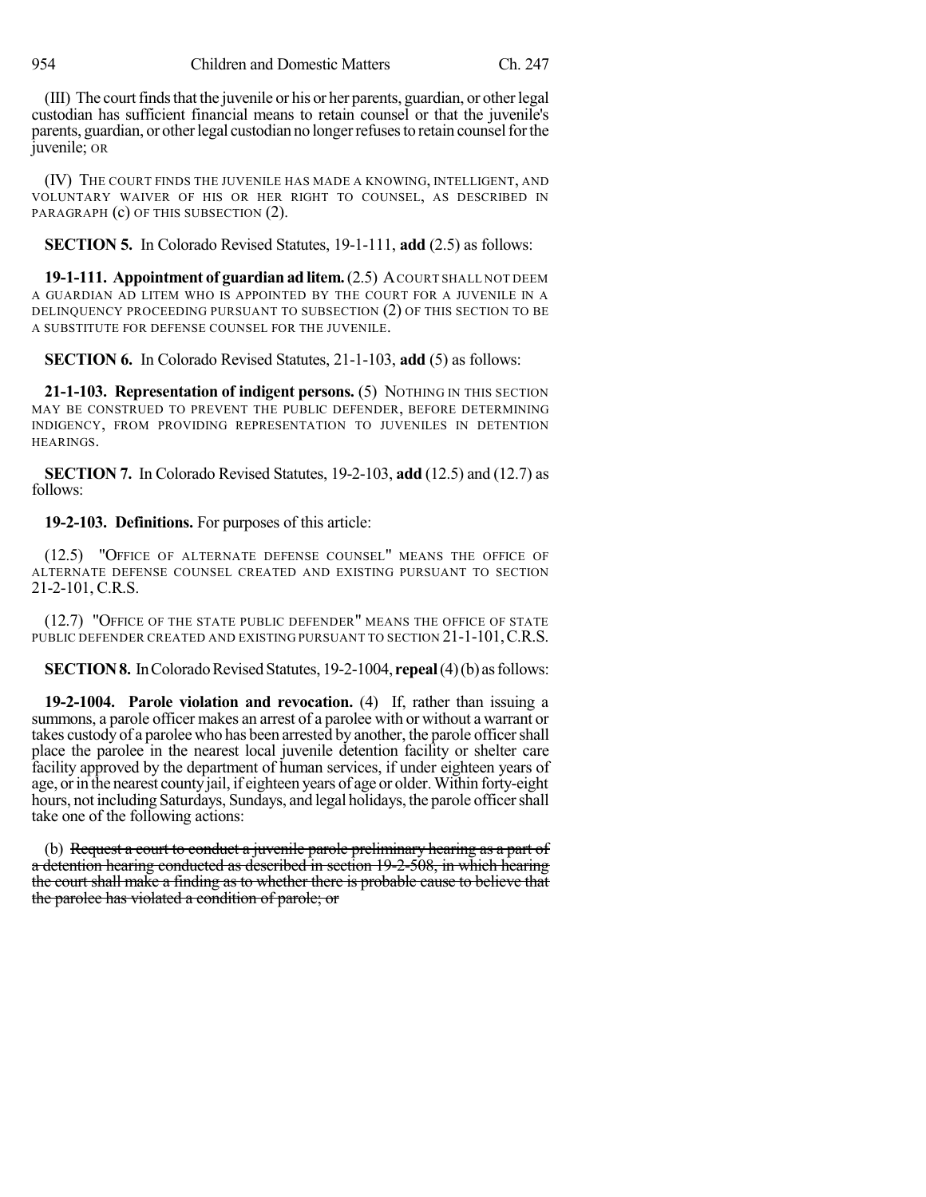(III) The court finds that the juvenile or his or her parents, guardian, or other legal custodian has sufficient financial means to retain counsel or that the juvenile's parents, guardian, or other legal custodian no longer refuses to retain counsel for the juvenile; OR

(IV) THE COURT FINDS THE JUVENILE HAS MADE A KNOWING, INTELLIGENT, AND VOLUNTARY WAIVER OF HIS OR HER RIGHT TO COUNSEL, AS DESCRIBED IN PARAGRAPH (c) OF THIS SUBSECTION (2).

**SECTION 5.** In Colorado Revised Statutes, 19-1-111, **add** (2.5) as follows:

**19-1-111. Appointment of guardian ad litem.** (2.5) A COURT SHALL NOT DEEM A GUARDIAN AD LITEM WHO IS APPOINTED BY THE COURT FOR A JUVENILE IN A DELINQUENCY PROCEEDING PURSUANT TO SUBSECTION (2) OF THIS SECTION TO BE A SUBSTITUTE FOR DEFENSE COUNSEL FOR THE JUVENILE.

**SECTION 6.** In Colorado Revised Statutes, 21-1-103, **add** (5) as follows:

**21-1-103. Representation of indigent persons.** (5) NOTHING IN THIS SECTION MAY BE CONSTRUED TO PREVENT THE PUBLIC DEFENDER, BEFORE DETERMINING INDIGENCY, FROM PROVIDING REPRESENTATION TO JUVENILES IN DETENTION HEARINGS.

**SECTION 7.** In Colorado Revised Statutes, 19-2-103, **add** (12.5) and (12.7) as follows:

**19-2-103. Definitions.** For purposes of this article:

(12.5) "OFFICE OF ALTERNATE DEFENSE COUNSEL" MEANS THE OFFICE OF ALTERNATE DEFENSE COUNSEL CREATED AND EXISTING PURSUANT TO SECTION 21-2-101, C.R.S.

(12.7) "OFFICE OF THE STATE PUBLIC DEFENDER" MEANS THE OFFICE OF STATE PUBLIC DEFENDER CREATED AND EXISTING PURSUANT TO SECTION 21-1-101, C.R.S.

**SECTION 8.** In Colorado Revised Statutes, 19-2-1004, **repeal** (4)(b) as follows:

**19-2-1004. Parole violation and revocation.** (4) If, rather than issuing a summons, a parole officer makes an arrest of a parolee with or without a warrant or takes custody of a parolee who has been arrested by another, the parole officer shall place the parolee in the nearest local juvenile detention facility or shelter care facility approved by the department of human services, if under eighteen years of age, or in the nearest county jail, if eighteen years of age or older. Within forty-eight hours, not including Saturdays, Sundays, and legal holidays, the parole officer shall take one of the following actions:

(b) ~~Request a court to conduct a juvenile parole preliminary hearing as a part of a detention hearing conducted as described in section 19-2-508, in which hearing the court shall make a finding as to whether there is probable cause to believe that the parolee has violated a condition of parole; or~~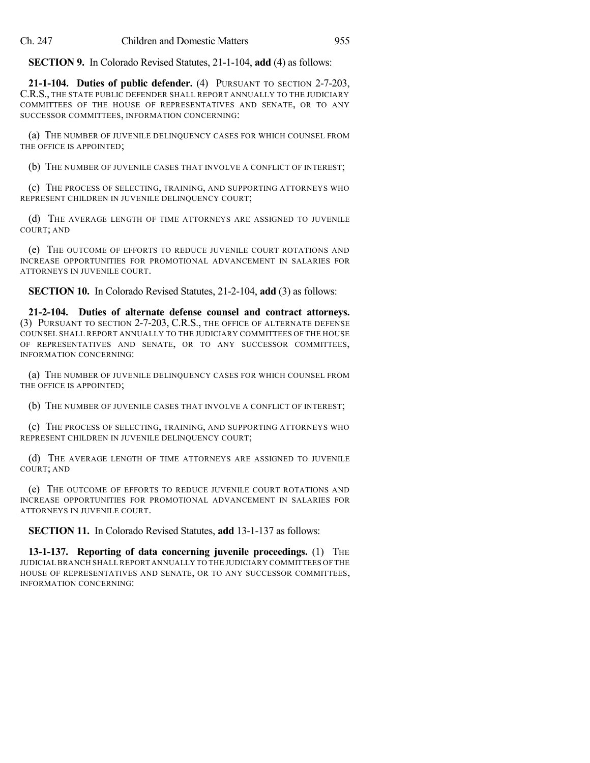**SECTION 9.** In Colorado Revised Statutes, 21-1-104, **add** (4) as follows:

**21-1-104. Duties of public defender.** (4) PURSUANT TO SECTION 2-7-203, C.R.S., THE STATE PUBLIC DEFENDER SHALL REPORT ANNUALLY TO THE JUDICIARY COMMITTEES OF THE HOUSE OF REPRESENTATIVES AND SENATE, OR TO ANY SUCCESSOR COMMITTEES, INFORMATION CONCERNING:

(a) THE NUMBER OF JUVENILE DELINQUENCY CASES FOR WHICH COUNSEL FROM THE OFFICE IS APPOINTED;

(b) THE NUMBER OF JUVENILE CASES THAT INVOLVE A CONFLICT OF INTEREST;

(c) THE PROCESS OF SELECTING, TRAINING, AND SUPPORTING ATTORNEYS WHO REPRESENT CHILDREN IN JUVENILE DELINQUENCY COURT;

(d) THE AVERAGE LENGTH OF TIME ATTORNEYS ARE ASSIGNED TO JUVENILE COURT; AND

(e) THE OUTCOME OF EFFORTS TO REDUCE JUVENILE COURT ROTATIONS AND INCREASE OPPORTUNITIES FOR PROMOTIONAL ADVANCEMENT IN SALARIES FOR ATTORNEYS IN JUVENILE COURT.

**SECTION 10.** In Colorado Revised Statutes, 21-2-104, **add** (3) as follows:

**21-2-104. Duties of alternate defense counsel and contract attorneys.** (3) PURSUANT TO SECTION 2-7-203, C.R.S., THE OFFICE OF ALTERNATE DEFENSE COUNSEL SHALL REPORT ANNUALLY TO THE JUDICIARY COMMITTEES OF THE HOUSE OF REPRESENTATIVES AND SENATE, OR TO ANY SUCCESSOR COMMITTEES, INFORMATION CONCERNING:

(a) THE NUMBER OF JUVENILE DELINQUENCY CASES FOR WHICH COUNSEL FROM THE OFFICE IS APPOINTED;

(b) THE NUMBER OF JUVENILE CASES THAT INVOLVE A CONFLICT OF INTEREST;

(c) THE PROCESS OF SELECTING, TRAINING, AND SUPPORTING ATTORNEYS WHO REPRESENT CHILDREN IN JUVENILE DELINQUENCY COURT;

(d) THE AVERAGE LENGTH OF TIME ATTORNEYS ARE ASSIGNED TO JUVENILE COURT; AND

(e) THE OUTCOME OF EFFORTS TO REDUCE JUVENILE COURT ROTATIONS AND INCREASE OPPORTUNITIES FOR PROMOTIONAL ADVANCEMENT IN SALARIES FOR ATTORNEYS IN JUVENILE COURT.

**SECTION 11.** In Colorado Revised Statutes, **add** 13-1-137 as follows:

**13-1-137. Reporting of data concerning juvenile proceedings.** (1) THE JUDICIAL BRANCH SHALL REPORT ANNUALLY TO THE JUDICIARY COMMITTEES OF THE HOUSE OF REPRESENTATIVES AND SENATE, OR TO ANY SUCCESSOR COMMITTEES, INFORMATION CONCERNING: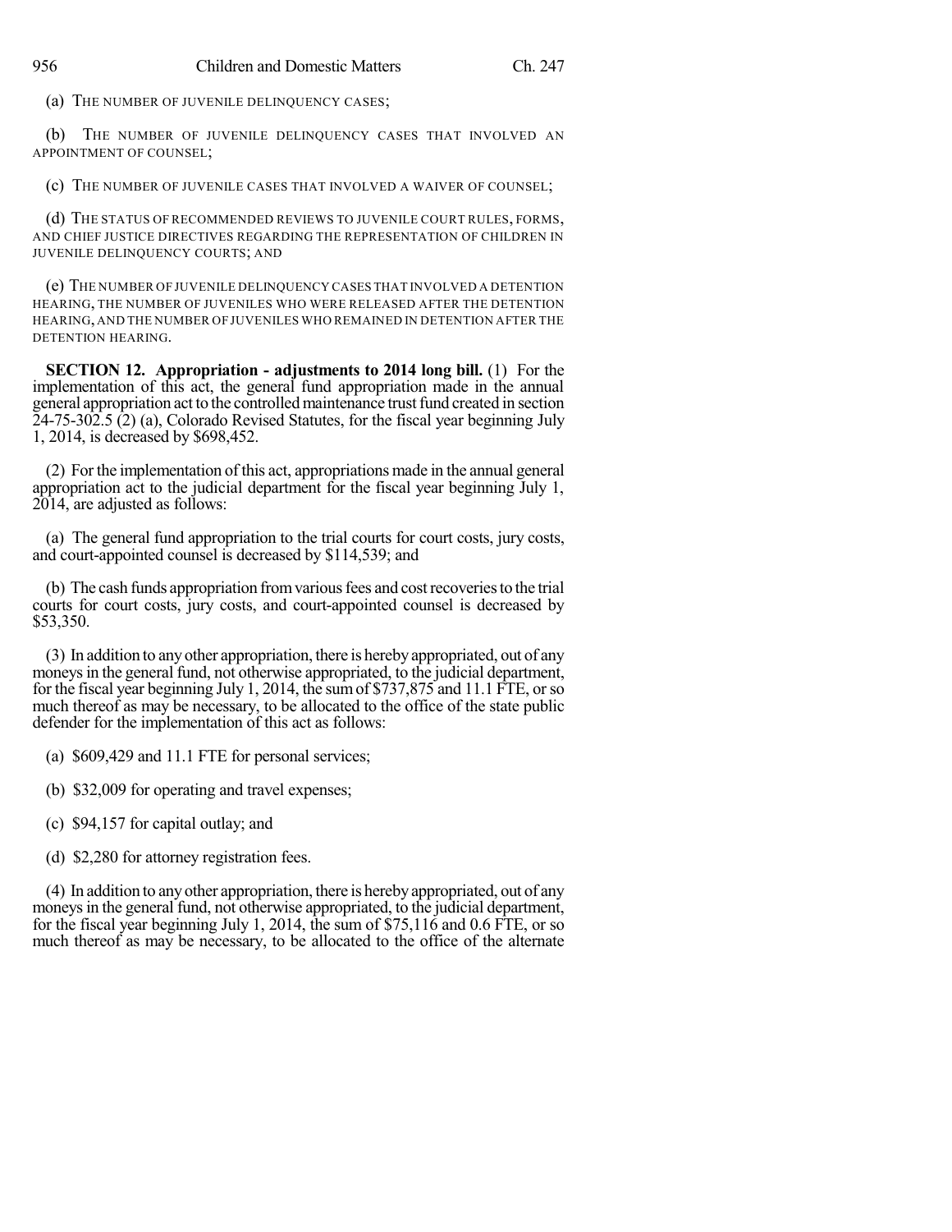(a) THE NUMBER OF JUVENILE DELINQUENCY CASES;

(b) THE NUMBER OF JUVENILE DELINQUENCY CASES THAT INVOLVED AN APPOINTMENT OF COUNSEL;

(c) THE NUMBER OF JUVENILE CASES THAT INVOLVED A WAIVER OF COUNSEL;

(d) THE STATUS OF RECOMMENDED REVIEWS TO JUVENILE COURT RULES, FORMS, AND CHIEF JUSTICE DIRECTIVES REGARDING THE REPRESENTATION OF CHILDREN IN JUVENILE DELINQUENCY COURTS; AND

(e) THE NUMBER OF JUVENILE DELINQUENCY CASES THAT INVOLVED A DETENTION HEARING, THE NUMBER OF JUVENILES WHO WERE RELEASED AFTER THE DETENTION HEARING, AND THE NUMBER OF JUVENILES WHO REMAINED IN DETENTION AFTER THE DETENTION HEARING.

**SECTION 12. Appropriation - adjustments to 2014 long bill.** (1) For the implementation of this act, the general fund appropriation made in the annual general appropriation act to the controlled maintenance trust fund created in section 24-75-302.5 (2) (a), Colorado Revised Statutes, for the fiscal year beginning July 1, 2014, is decreased by $698,452.

(2) For the implementation of this act, appropriations made in the annual general appropriation act to the judicial department for the fiscal year beginning July 1, 2014, are adjusted as follows:

(a) The general fund appropriation to the trial courts for court costs, jury costs, and court-appointed counsel is decreased by $114,539; and

(b) The cash funds appropriation from various fees and cost recoveries to the trial courts for court costs, jury costs, and court-appointed counsel is decreased by $53,350.

(3) In addition to any other appropriation, there is hereby appropriated, out of any moneys in the general fund, not otherwise appropriated, to the judicial department, for the fiscal year beginning July 1, 2014, the sum of $737,875 and 11.1 FTE, or so much thereof as may be necessary, to be allocated to the office of the state public defender for the implementation of this act as follows:

(a) $609,429 and 11.1 FTE for personal services;

(b) $32,009 for operating and travel expenses;

(c) $94,157 for capital outlay; and

(d) $2,280 for attorney registration fees.

(4) In addition to any other appropriation, there is hereby appropriated, out of any moneys in the general fund, not otherwise appropriated, to the judicial department, for the fiscal year beginning July 1, 2014, the sum of $75,116 and 0.6 FTE, or so much thereof as may be necessary, to be allocated to the office of the alternate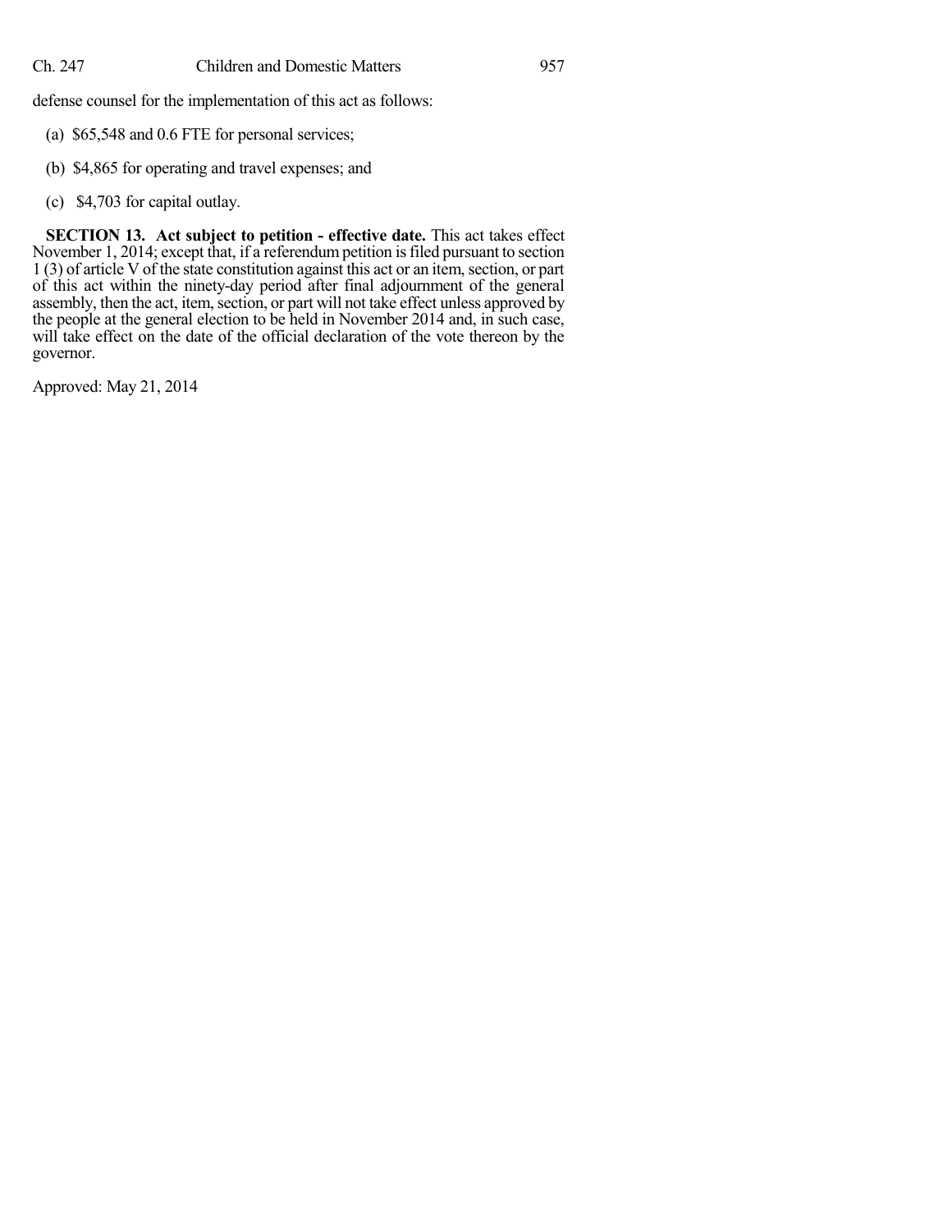defense counsel for the implementation of this act as follows:

(a) $65,548 and 0.6 FTE for personal services;

(b) $4,865 for operating and travel expenses; and

(c) $4,703 for capital outlay.

**SECTION 13. Act subject to petition - effective date.** This act takes effect November 1, 2014; except that, if a referendum petition is filed pursuant to section 1 (3) of article V of the state constitution against this act or an item, section, or part of this act within the ninety-day period after final adjournment of the general assembly, then the act, item, section, or part will not take effect unless approved by the people at the general election to be held in November 2014 and, in such case, will take effect on the date of the official declaration of the vote thereon by the governor.

Approved: May 21, 2014